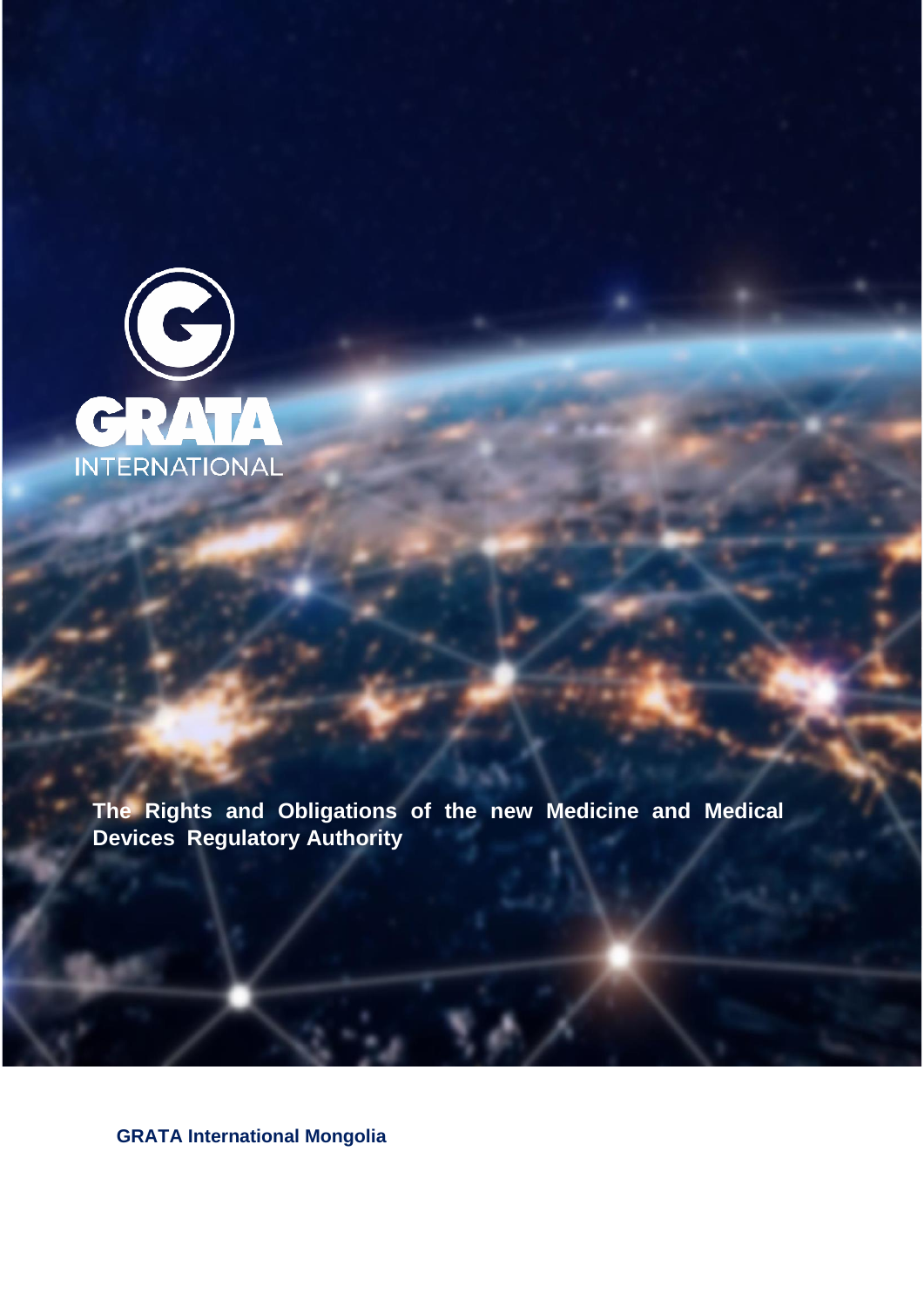GRATA INTERNATIONAL

# The Rights and Obligations of the new Medicine and Medical Devices Regulatory Authority

**GRATA International Mongolia**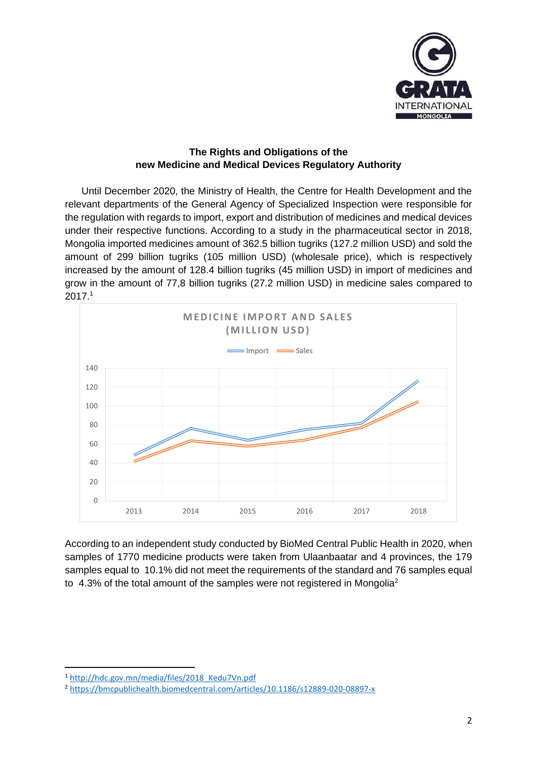**The Rights and Obligations of the new Medicine and Medical Devices Regulatory Authority**

Until December 2020, the Ministry of Health, the Centre for Health Development and the relevant departments of the General Agency of Specialized Inspection were responsible for the regulation with regards to import, export and distribution of medicines and medical devices under their respective functions. According to a study in the pharmaceutical sector in 2018, Mongolia imported medicines amount of 362.5 billion tugriks (127.2 million USD) and sold the amount of 299 billion tugriks (105 million USD) (wholesale price), which is respectively increased by the amount of 128.4 billion tugriks (45 million USD) in import of medicines and grow in the amount of 77,8 billion tugriks (27.2 million USD) in medicine sales compared to 2017.[1]

MEDICINE IMPORT AND SALES (MILLION USD)

Import — Sales

According to an independent study conducted by BioMed Central Public Health in 2020, when samples of 1770 medicine products were taken from Ulaanbaatar and 4 provinces, the 179 samples equal to 10.1% did not meet the requirements of the standard and 76 samples equal to 4.3% of the total amount of the samples were not registered in Mongolia[2]

---

[1] http://hdc.gov.mn/media/files/2018_Kedu7Vn.pdf

[2] https://bmcpublichealth.biomedcentral.com/articles/10.1186/s12889-020-08897-x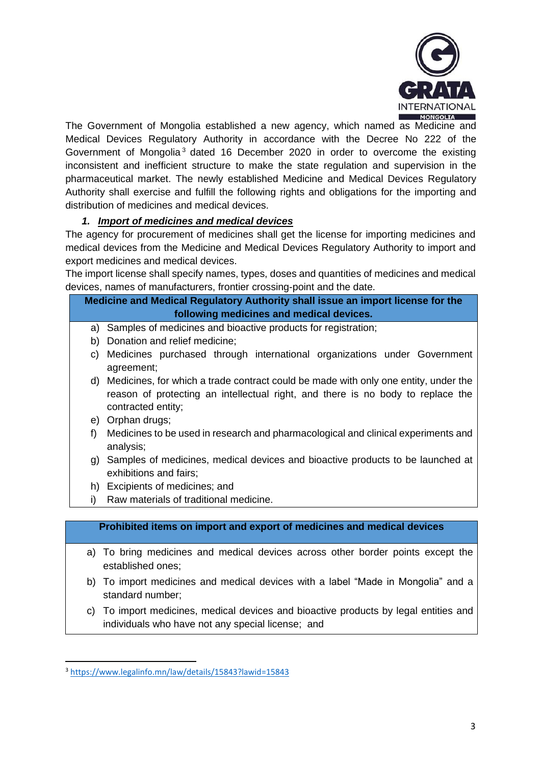The Government of Mongolia established a new agency, which named as Medicine and Medical Devices Regulatory Authority in accordance with the Decree No 222 of the Government of Mongolia[3] dated 16 December 2020 in order to overcome the existing inconsistent and inefficient structure to make the state regulation and supervision in the pharmaceutical market. The newly established Medicine and Medical Devices Regulatory Authority shall exercise and fulfill the following rights and obligations for the importing and distribution of medicines and medical devices.

### 1. ***Import of medicines and medical devices***

The agency for procurement of medicines shall get the license for importing medicines and medical devices from the Medicine and Medical Devices Regulatory Authority to import and export medicines and medical devices.

The import license shall specify names, types, doses and quantities of medicines and medical devices, names of manufacturers, frontier crossing-point and the date.

| **Medicine and Medical Regulatory Authority shall issue an import license for the following medicines and medical devices.** |
|---|
| a) Samples of medicines and bioactive products for registration; |
| b) Donation and relief medicine; |
| c) Medicines purchased through international organizations under Government agreement; |
| d) Medicines, for which a trade contract could be made with only one entity, under the reason of protecting an intellectual right, and there is no body to replace the contracted entity; |
| e) Orphan drugs; |
| f) Medicines to be used in research and pharmacological and clinical experiments and analysis; |
| g) Samples of medicines, medical devices and bioactive products to be launched at exhibitions and fairs; |
| h) Excipients of medicines; and |
| i) Raw materials of traditional medicine. |

| **Prohibited items on import and export of medicines and medical devices** |
|---|
| a) To bring medicines and medical devices across other border points except the established ones; |
| b) To import medicines and medical devices with a label "Made in Mongolia" and a standard number; |
| c) To import medicines, medical devices and bioactive products by legal entities and individuals who have not any special license; and |

[3] https://www.legalinfo.mn/law/details/15843?lawid=15843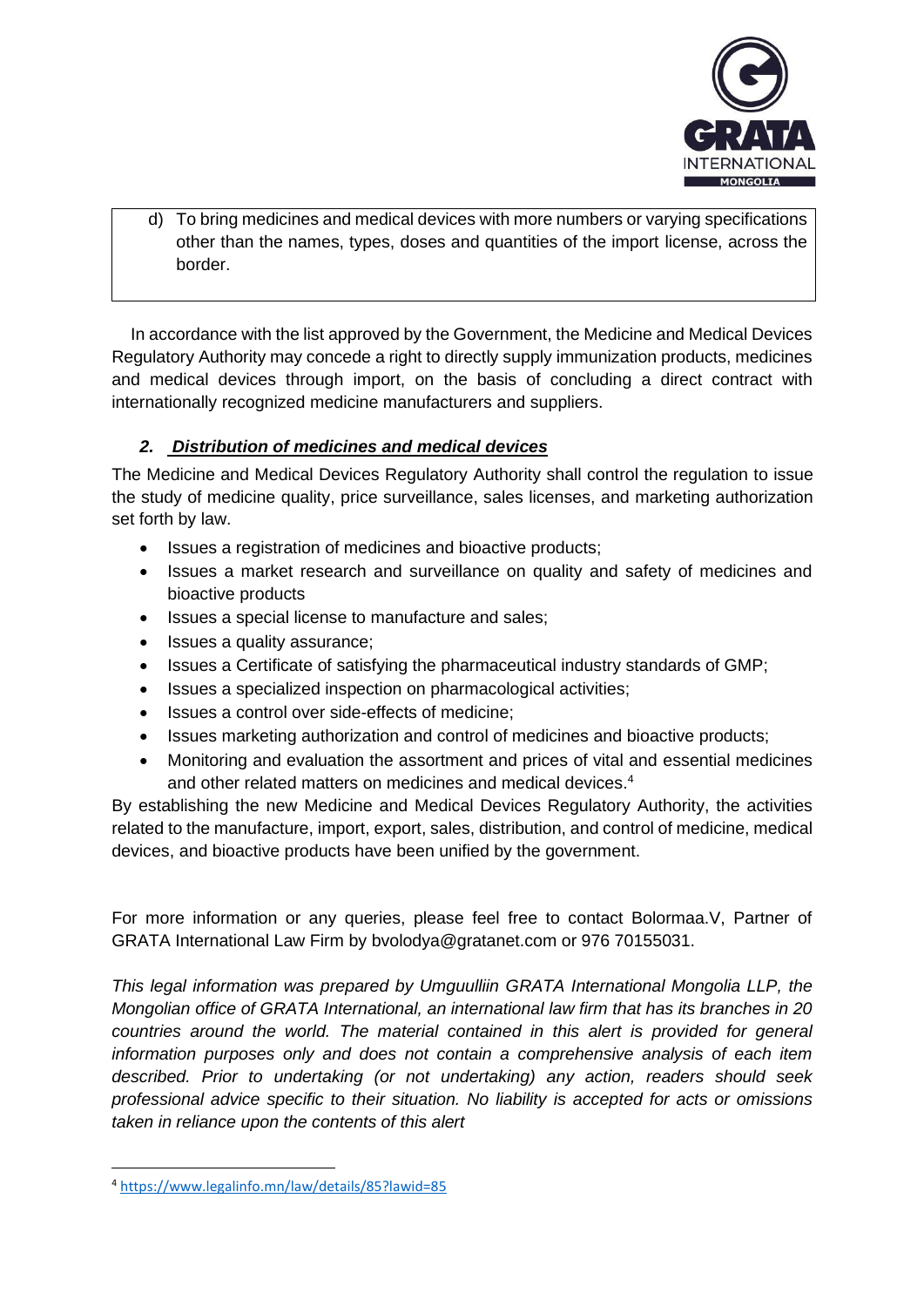d) To bring medicines and medical devices with more numbers or varying specifications other than the names, types, doses and quantities of the import license, across the border.

In accordance with the list approved by the Government, the Medicine and Medical Devices Regulatory Authority may concede a right to directly supply immunization products, medicines and medical devices through import, on the basis of concluding a direct contract with internationally recognized medicine manufacturers and suppliers.

## ***2. Distribution of medicines and medical devices***

The Medicine and Medical Devices Regulatory Authority shall control the regulation to issue the study of medicine quality, price surveillance, sales licenses, and marketing authorization set forth by law.

- Issues a registration of medicines and bioactive products;
- Issues a market research and surveillance on quality and safety of medicines and bioactive products
- Issues a special license to manufacture and sales;
- Issues a quality assurance;
- Issues a Certificate of satisfying the pharmaceutical industry standards of GMP;
- Issues a specialized inspection on pharmacological activities;
- Issues a control over side-effects of medicine;
- Issues marketing authorization and control of medicines and bioactive products;
- Monitoring and evaluation the assortment and prices of vital and essential medicines and other related matters on medicines and medical devices.[4]

By establishing the new Medicine and Medical Devices Regulatory Authority, the activities related to the manufacture, import, export, sales, distribution, and control of medicine, medical devices, and bioactive products have been unified by the government.

For more information or any queries, please feel free to contact Bolormaa.V, Partner of GRATA International Law Firm by bvolodya@gratanet.com or 976 70155031.

*This legal information was prepared by Umguulliin GRATA International Mongolia LLP, the Mongolian office of GRATA International, an international law firm that has its branches in 20 countries around the world. The material contained in this alert is provided for general information purposes only and does not contain a comprehensive analysis of each item described. Prior to undertaking (or not undertaking) any action, readers should seek professional advice specific to their situation. No liability is accepted for acts or omissions taken in reliance upon the contents of this alert*

[4] https://www.legalinfo.mn/law/details/85?lawid=85